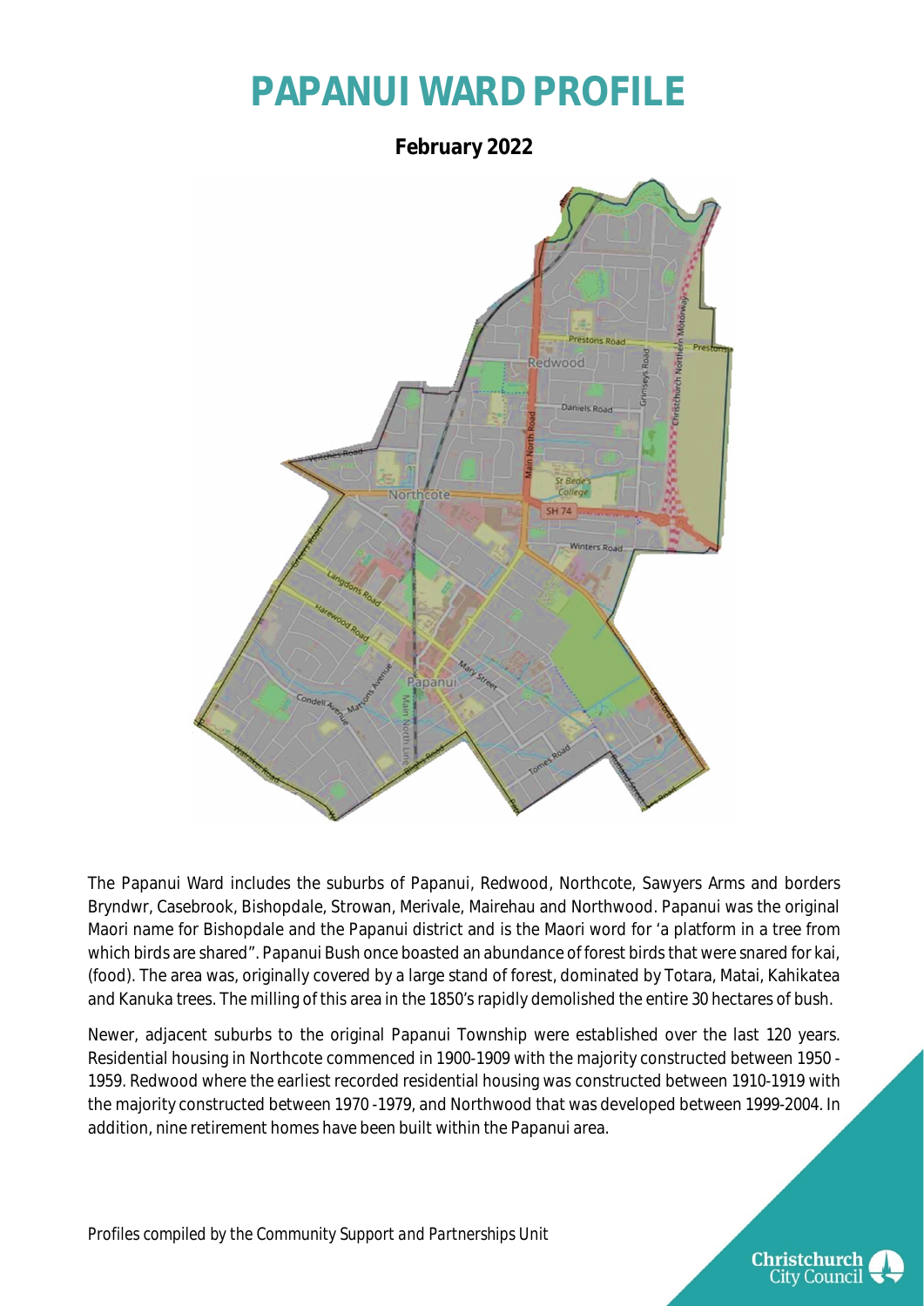# PAPANUI WARD PROFILE

**February 2022**

The Papanui Ward includes the suburbs of Papanui, Redwood, Northcote, Sawyers Arms and borders Bryndwr, Casebrook, Bishopdale, Strowan, Merivale, Mairehau and Northwood. Papanui was the original Maori name for Bishopdale and the Papanui district and is the Maori word for 'a platform in a tree from which birds are shared". Papanui Bush once boasted an abundance of forest birds that were snared for kai, (food). The area was, originally covered by a large stand of forest, dominated by Totara, Matai, Kahikatea and Kanuka trees. The milling of this area in the 1850's rapidly demolished the entire 30 hectares of bush.

Newer, adjacent suburbs to the original Papanui Township were established over the last 120 years. Residential housing in Northcote commenced in 1900-1909 with the majority constructed between 1950 - 1959. Redwood where the earliest recorded residential housing was constructed between 1910-1919 with the majority constructed between 1970 -1979, and Northwood that was developed between 1999-2004. In addition, nine retirement homes have been built within the Papanui area.

*Profiles compiled by the Community Support and Partnerships Unit*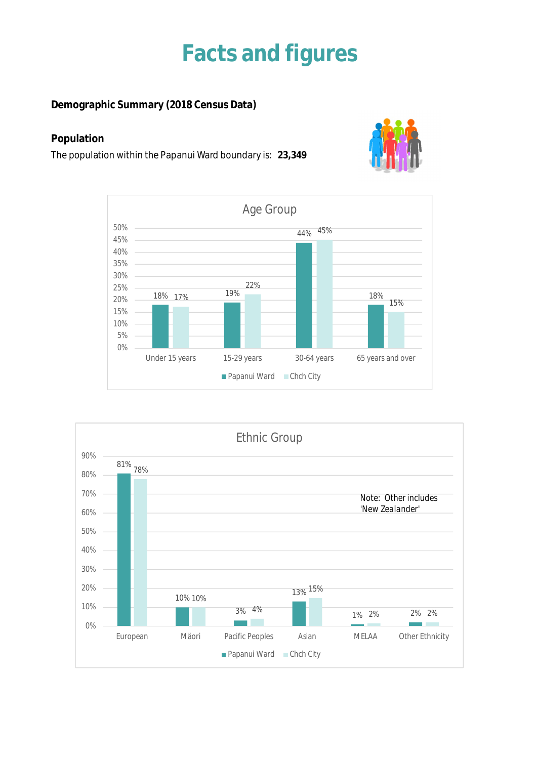# Facts and figures

**Demographic Summary (2018 Census Data)**

**Population**

The population within the Papanui Ward boundary is: **23,349**

**Age Group**

| Age Group | Papanui Ward | Chch City |
|---|---|---|
| Under 15 years | 18% | 17% |
| 15-29 years | 19% | 22% |
| 30-64 years | 44% | 45% |
| 65 years and over | 18% | 15% |

**Ethnic Group**

| Ethnic Group | Papanui Ward | Chch City |
|---|---|---|
| European | 81% | 78% |
| Māori | 10% | 10% |
| Pacific Peoples | 3% | 4% |
| Asian | 13% | 15% |
| MELAA | 1% | 2% |
| Other Ethnicity | 2% | 2% |

Note: Other includes 'New Zealander'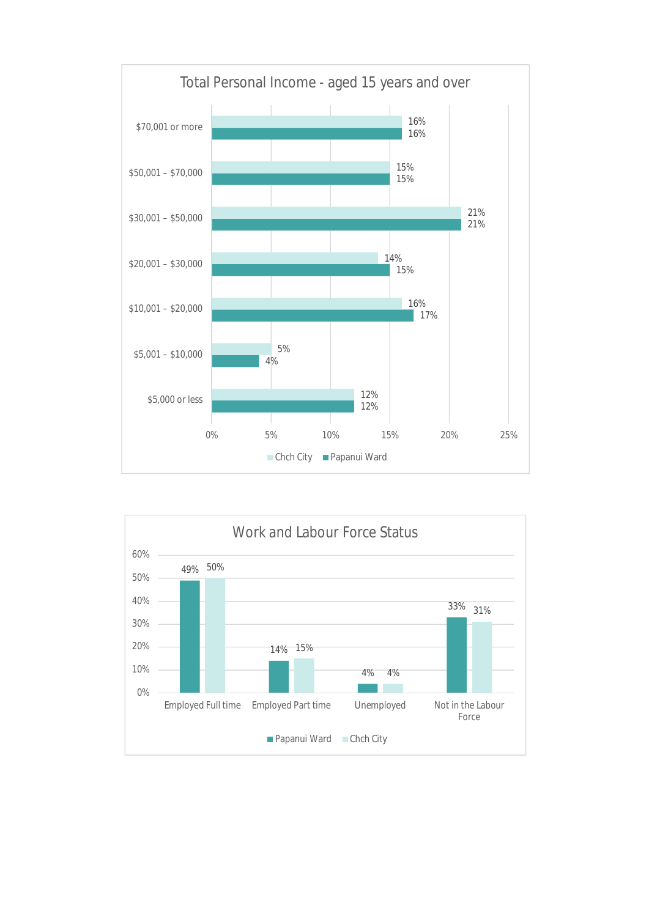## Total Personal Income - aged 15 years and over

| Income | Chch City | Papanui Ward |
|---|---|---|
| $70,001 or more | 16% | 16% |
| $50,001 – $70,000 | 15% | 15% |
| $30,001 – $50,000 | 21% | 21% |
| $20,001 – $30,000 | 14% | 15% |
| $10,001 – $20,000 | 16% | 17% |
| $5,001 – $10,000 | 5% | 4% |
| $5,000 or less | 12% | 12% |

## Work and Labour Force Status

| Status | Papanui Ward | Chch City |
|---|---|---|
| Employed Full time | 49% | 50% |
| Employed Part time | 14% | 15% |
| Unemployed | 4% | 4% |
| Not in the Labour Force | 33% | 31% |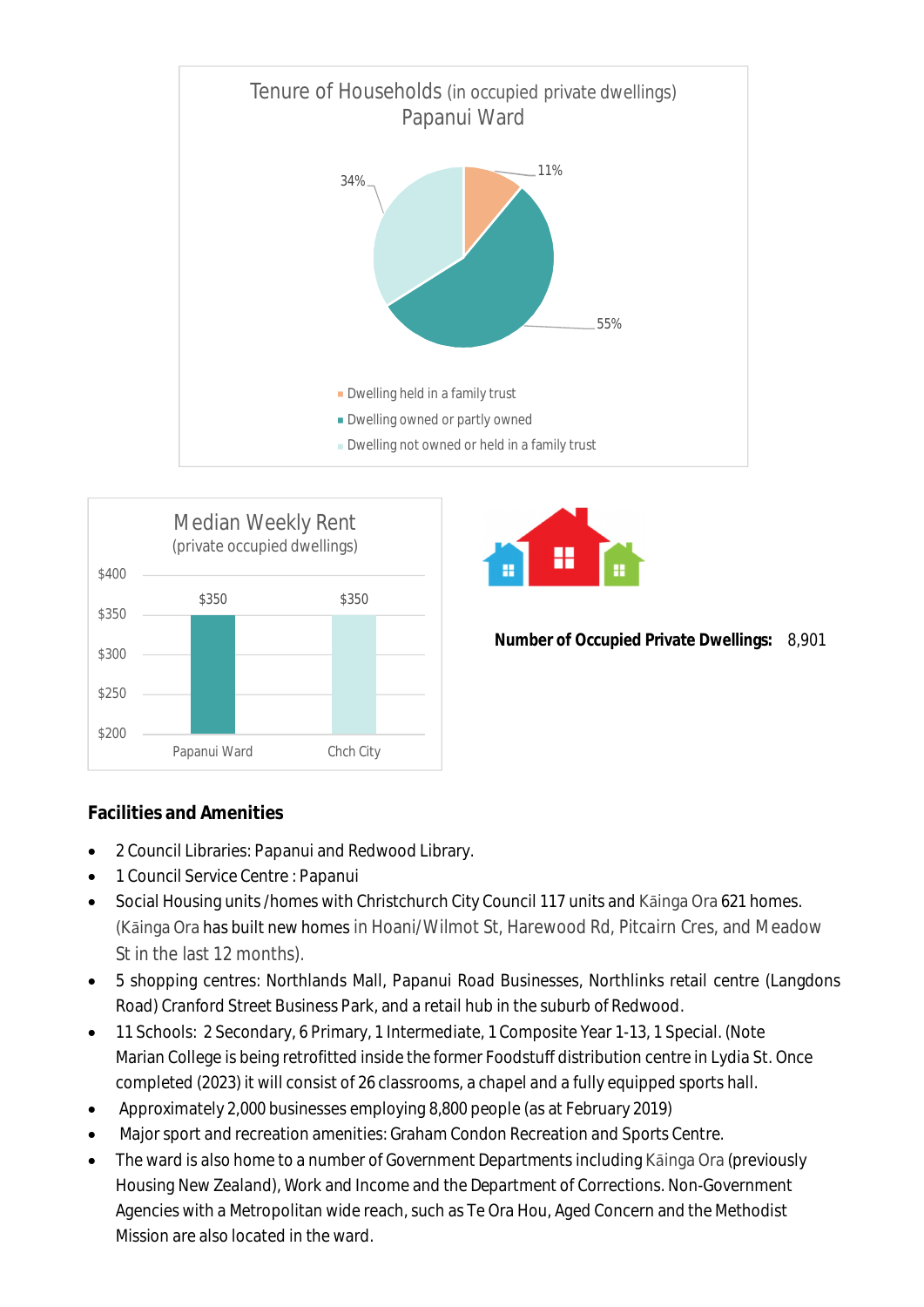Tenure of Households (in occupied private dwellings)
Papanui Ward

- Dwelling held in a family trust: 11%
- Dwelling owned or partly owned: 55%
- Dwelling not owned or held in a family trust: 34%

Median Weekly Rent
(private occupied dwellings)

| | Papanui Ward | Chch City |
|---|---|---|
| Median Weekly Rent | $350 | $350 |

**Number of Occupied Private Dwellings:** 8,901

**Facilities and Amenities**

- 2 Council Libraries: Papanui and Redwood Library.
- 1 Council Service Centre : Papanui
- Social Housing units /homes with Christchurch City Council 117 units and Kāinga Ora 621 homes. (Kāinga Ora has built new homes in Hoani/Wilmot St, Harewood Rd, Pitcairn Cres, and Meadow St in the last 12 months).
- 5 shopping centres: Northlands Mall, Papanui Road Businesses, Northlinks retail centre (Langdons Road) Cranford Street Business Park, and a retail hub in the suburb of Redwood.
- 11 Schools: 2 Secondary, 6 Primary, 1 Intermediate, 1 Composite Year 1-13, 1 Special. (Note Marian College is being retrofitted inside the former Foodstuff distribution centre in Lydia St. Once completed (2023) it will consist of 26 classrooms, a chapel and a fully equipped sports hall.
- Approximately 2,000 businesses employing 8,800 people (as at February 2019)
- Major sport and recreation amenities: Graham Condon Recreation and Sports Centre.
- The ward is also home to a number of Government Departments including Kāinga Ora (previously Housing New Zealand), Work and Income and the Department of Corrections. Non-Government Agencies with a Metropolitan wide reach, such as Te Ora Hou, Aged Concern and the Methodist Mission are also located in the ward.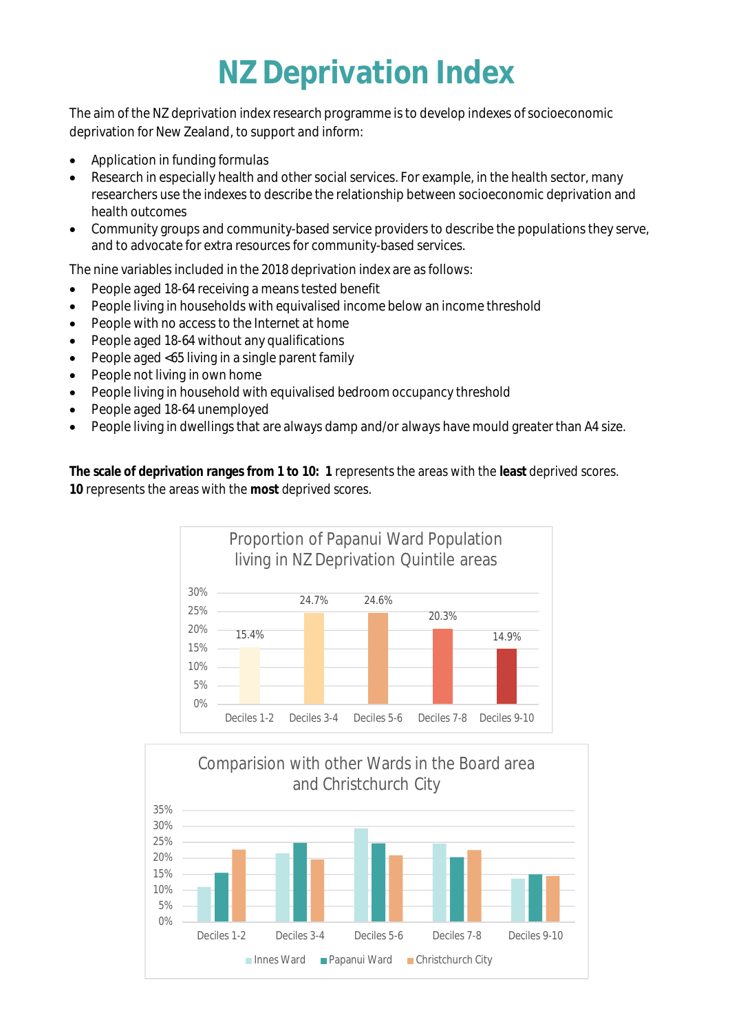# NZ Deprivation Index

The aim of the NZ deprivation index research programme is to develop indexes of socioeconomic deprivation for New Zealand, to support and inform:

- Application in funding formulas
- Research in especially health and other social services. For example, in the health sector, many researchers use the indexes to describe the relationship between socioeconomic deprivation and health outcomes
- Community groups and community-based service providers to describe the populations they serve, and to advocate for extra resources for community-based services.

The nine variables included in the 2018 deprivation index are as follows:

- People aged 18-64 receiving a means tested benefit
- People living in households with equivalised income below an income threshold
- People with no access to the Internet at home
- People aged 18-64 without any qualifications
- People aged <65 living in a single parent family
- People not living in own home
- People living in household with equivalised bedroom occupancy threshold
- People aged 18-64 unemployed
- People living in dwellings that are always damp and/or always have mould greater than A4 size.

**The scale of deprivation ranges from 1 to 10: 1** represents the areas with the **least** deprived scores. **10** represents the areas with the **most** deprived scores.

Proportion of Papanui Ward Population living in NZ Deprivation Quintile areas

| Deciles 1-2 | Deciles 3-4 | Deciles 5-6 | Deciles 7-8 | Deciles 9-10 |
|---|---|---|---|---|
| 15.4% | 24.7% | 24.6% | 20.3% | 14.9% |

Comparision with other Wards in the Board area and Christchurch City

Legend: Innes Ward, Papanui Ward, Christchurch City

Categories: Deciles 1-2, Deciles 3-4, Deciles 5-6, Deciles 7-8, Deciles 9-10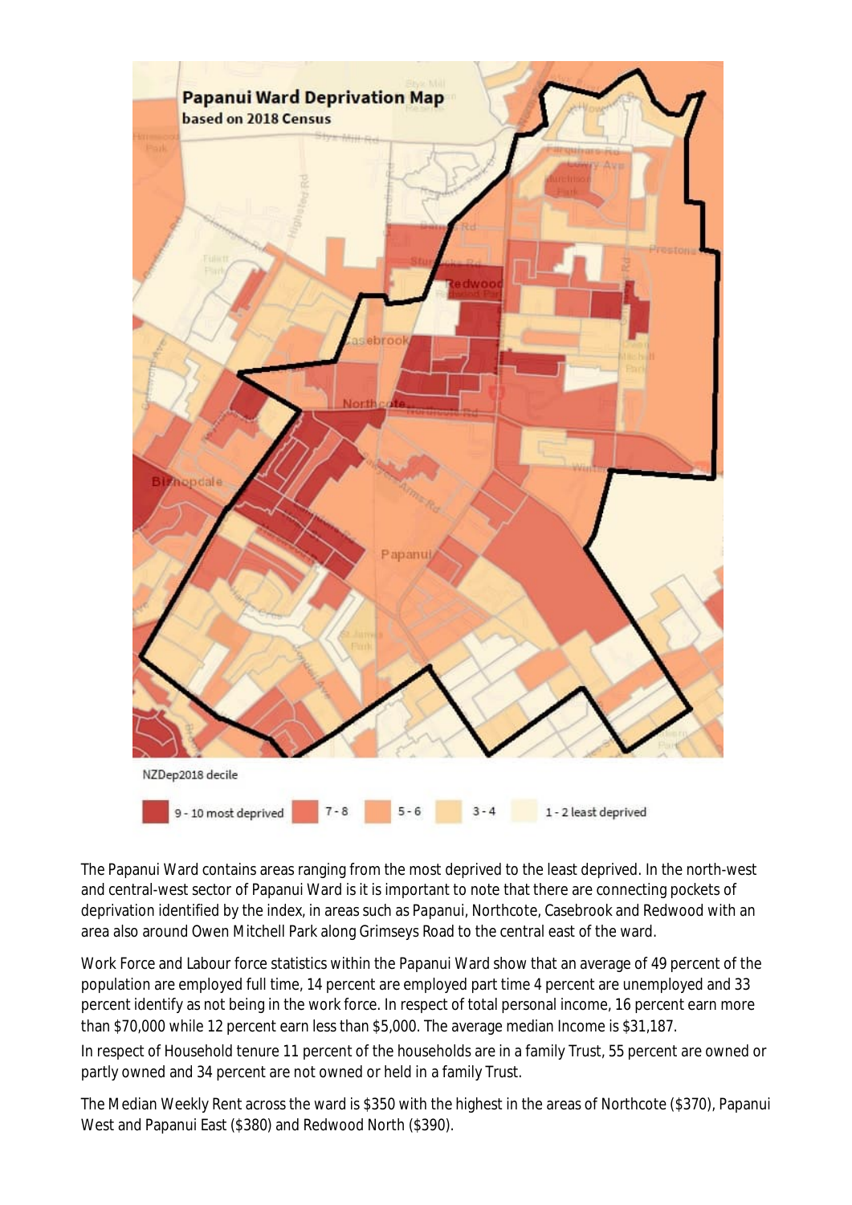The Papanui Ward contains areas ranging from the most deprived to the least deprived. In the north-west and central-west sector of Papanui Ward is it is important to note that there are connecting pockets of deprivation identified by the index, in areas such as Papanui, Northcote, Casebrook and Redwood with an area also around Owen Mitchell Park along Grimseys Road to the central east of the ward.

Work Force and Labour force statistics within the Papanui Ward show that an average of 49 percent of the population are employed full time, 14 percent are employed part time 4 percent are unemployed and 33 percent identify as not being in the work force. In respect of total personal income, 16 percent earn more than $70,000 while 12 percent earn less than $5,000. The average median Income is $31,187.

In respect of Household tenure 11 percent of the households are in a family Trust, 55 percent are owned or partly owned and 34 percent are not owned or held in a family Trust.

The Median Weekly Rent across the ward is $350 with the highest in the areas of Northcote ($370), Papanui West and Papanui East ($380) and Redwood North ($390).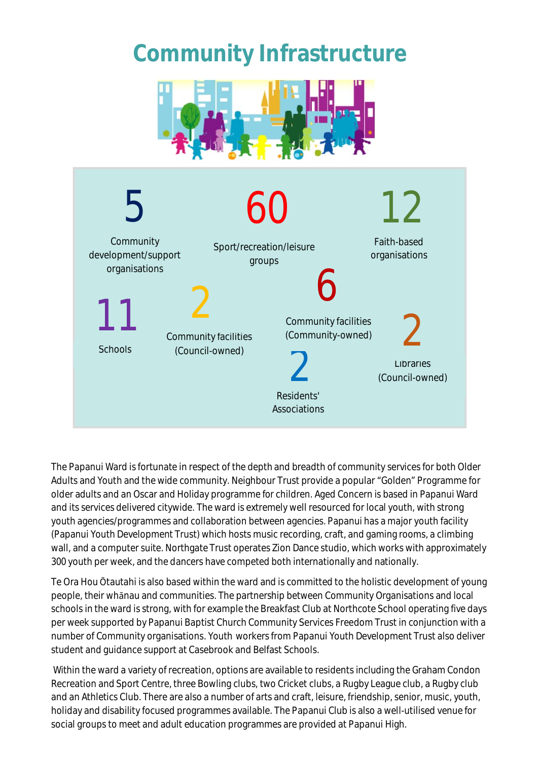# Community Infrastructure

**5** Community development/support organisations

**60** Sport/recreation/leisure groups

**12** Faith-based organisations

**11** Schools

**2** Community facilities (Council-owned)

**6** Community facilities (Community-owned)

**2** Residents' Associations

**2** Libraries (Council-owned)

The Papanui Ward is fortunate in respect of the depth and breadth of community services for both Older Adults and Youth and the wide community. Neighbour Trust provide a popular "Golden" Programme for older adults and an Oscar and Holiday programme for children. Aged Concern is based in Papanui Ward and its services delivered citywide. The ward is extremely well resourced for local youth, with strong youth agencies/programmes and collaboration between agencies. Papanui has a major youth facility (Papanui Youth Development Trust) which hosts music recording, craft, and gaming rooms, a climbing wall, and a computer suite. Northgate Trust operates Zion Dance studio, which works with approximately 300 youth per week, and the dancers have competed both internationally and nationally.

Te Ora Hou Ōtautahi is also based within the ward and is committed to the holistic development of young people, their whānau and communities. The partnership between Community Organisations and local schools in the ward is strong, with for example the Breakfast Club at Northcote School operating five days per week supported by Papanui Baptist Church Community Services Freedom Trust in conjunction with a number of Community organisations. Youth workers from Papanui Youth Development Trust also deliver student and guidance support at Casebrook and Belfast Schools.

Within the ward a variety of recreation, options are available to residents including the Graham Condon Recreation and Sport Centre, three Bowling clubs, two Cricket clubs, a Rugby League club, a Rugby club and an Athletics Club. There are also a number of arts and craft, leisure, friendship, senior, music, youth, holiday and disability focused programmes available. The Papanui Club is also a well-utilised venue for social groups to meet and adult education programmes are provided at Papanui High.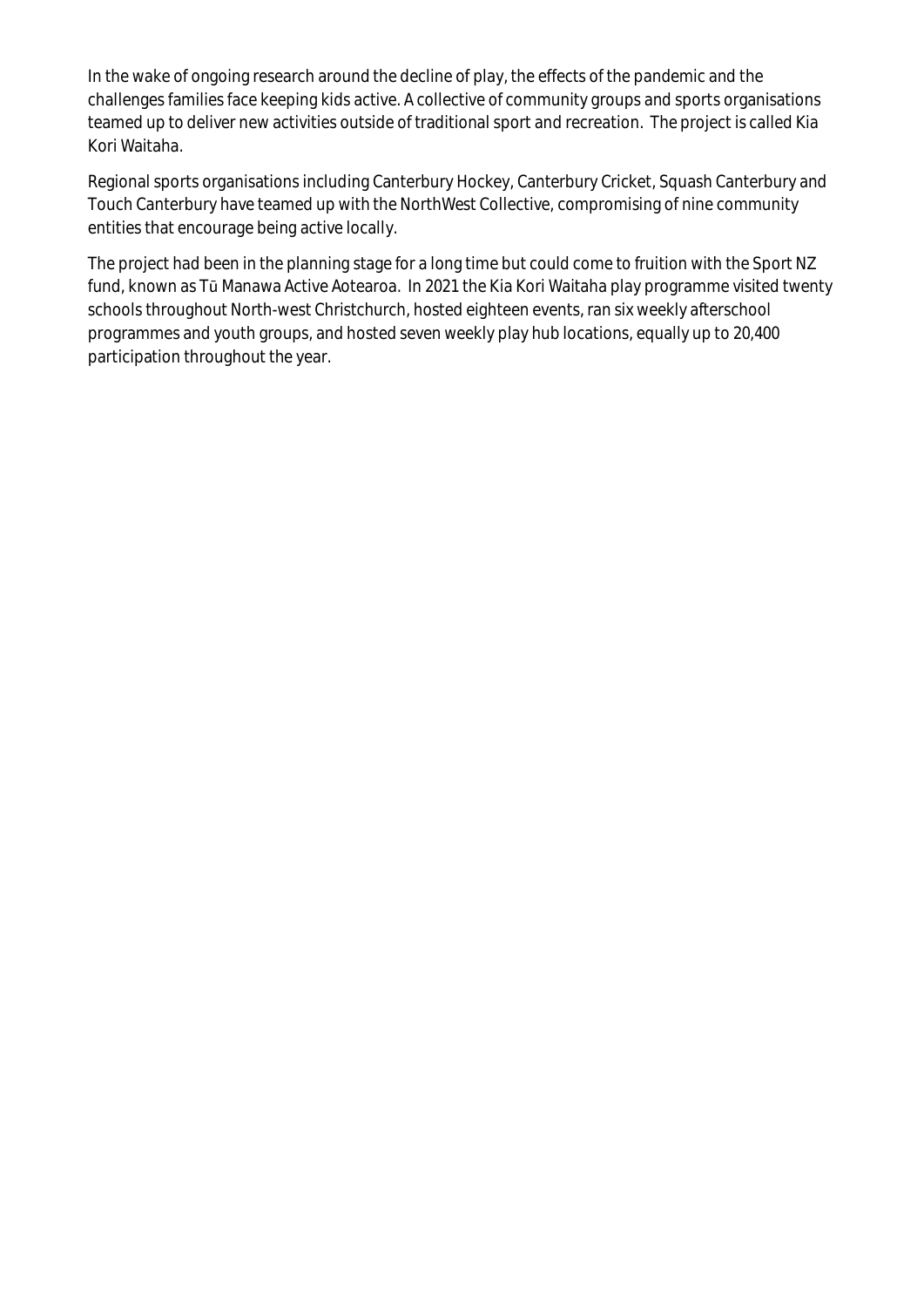In the wake of ongoing research around the decline of play, the effects of the pandemic and the challenges families face keeping kids active. A collective of community groups and sports organisations teamed up to deliver new activities outside of traditional sport and recreation.  The project is called Kia Kori Waitaha.

Regional sports organisations including Canterbury Hockey, Canterbury Cricket, Squash Canterbury and Touch Canterbury have teamed up with the NorthWest Collective, compromising of nine community entities that encourage being active locally.

The project had been in the planning stage for a long time but could come to fruition with the Sport NZ fund, known as Tū Manawa Active Aotearoa.  In 2021 the Kia Kori Waitaha play programme visited twenty schools throughout North-west Christchurch, hosted eighteen events, ran six weekly afterschool programmes and youth groups, and hosted seven weekly play hub locations, equally up to 20,400 participation throughout the year.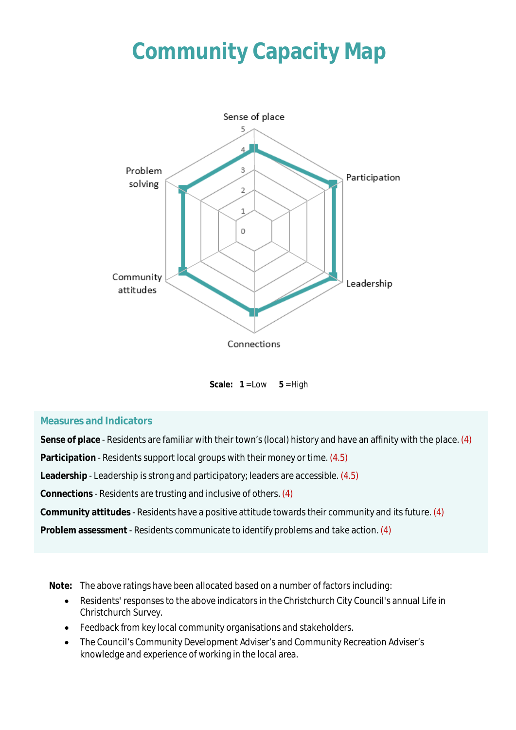# Community Capacity Map

Scale: **1** =Low **5** =High

### Measures and Indicators

**Sense of place** - Residents are familiar with their town's (local) history and have an affinity with the place. (4)

**Participation** - Residents support local groups with their money or time. (4.5)

**Leadership** - Leadership is strong and participatory; leaders are accessible. (4.5)

**Connections** - Residents are trusting and inclusive of others. (4)

**Community attitudes** - Residents have a positive attitude towards their community and its future. (4)

**Problem assessment** - Residents communicate to identify problems and take action. (4)

**Note:** The above ratings have been allocated based on a number of factors including:

- Residents' responses to the above indicators in the Christchurch City Council's annual Life in Christchurch Survey.
- Feedback from key local community organisations and stakeholders.
- The Council's Community Development Adviser's and Community Recreation Adviser's knowledge and experience of working in the local area.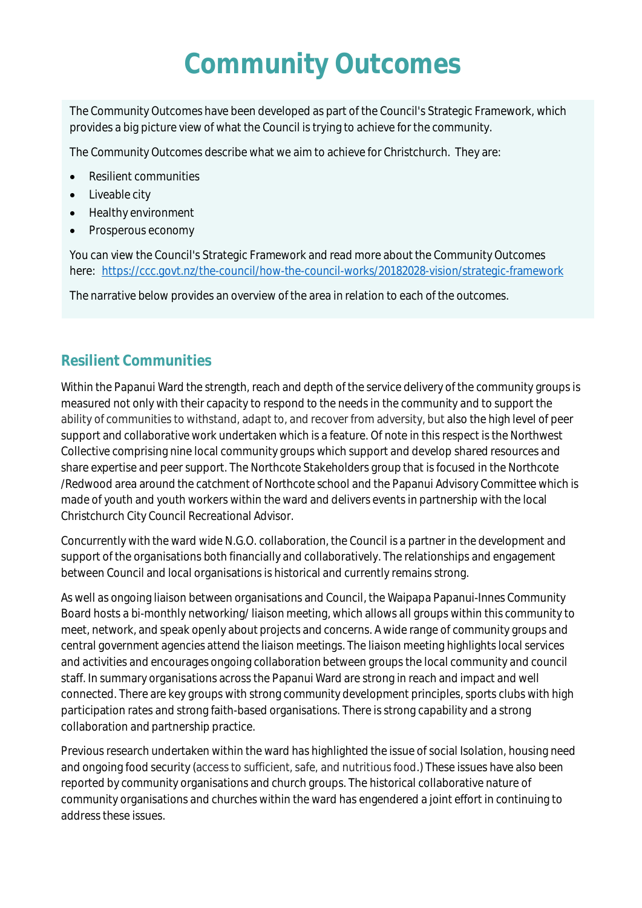# Community Outcomes

The Community Outcomes have been developed as part of the Council's Strategic Framework, which provides a big picture view of what the Council is trying to achieve for the community.

The Community Outcomes describe what we aim to achieve for Christchurch. They are:

- Resilient communities
- Liveable city
- Healthy environment
- Prosperous economy

You can view the Council's Strategic Framework and read more about the Community Outcomes here: https://ccc.govt.nz/the-council/how-the-council-works/20182028-vision/strategic-framework

The narrative below provides an overview of the area in relation to each of the outcomes.

## Resilient Communities

Within the Papanui Ward the strength, reach and depth of the service delivery of the community groups is measured not only with their capacity to respond to the needs in the community and to support the ability of communities to withstand, adapt to, and recover from adversity, but also the high level of peer support and collaborative work undertaken which is a feature. Of note in this respect is the Northwest Collective comprising nine local community groups which support and develop shared resources and share expertise and peer support. The Northcote Stakeholders group that is focused in the Northcote /Redwood area around the catchment of Northcote school and the Papanui Advisory Committee which is made of youth and youth workers within the ward and delivers events in partnership with the local Christchurch City Council Recreational Advisor.

Concurrently with the ward wide N.G.O. collaboration, the Council is a partner in the development and support of the organisations both financially and collaboratively. The relationships and engagement between Council and local organisations is historical and currently remains strong.

As well as ongoing liaison between organisations and Council, the Waipapa Papanui-Innes Community Board hosts a bi-monthly networking/ liaison meeting, which allows all groups within this community to meet, network, and speak openly about projects and concerns. A wide range of community groups and central government agencies attend the liaison meetings. The liaison meeting highlights local services and activities and encourages ongoing collaboration between groups the local community and council staff. In summary organisations across the Papanui Ward are strong in reach and impact and well connected. There are key groups with strong community development principles, sports clubs with high participation rates and strong faith-based organisations. There is strong capability and a strong collaboration and partnership practice.

Previous research undertaken within the ward has highlighted the issue of social Isolation, housing need and ongoing food security (access to sufficient, safe, and nutritious food.) These issues have also been reported by community organisations and church groups. The historical collaborative nature of community organisations and churches within the ward has engendered a joint effort in continuing to address these issues.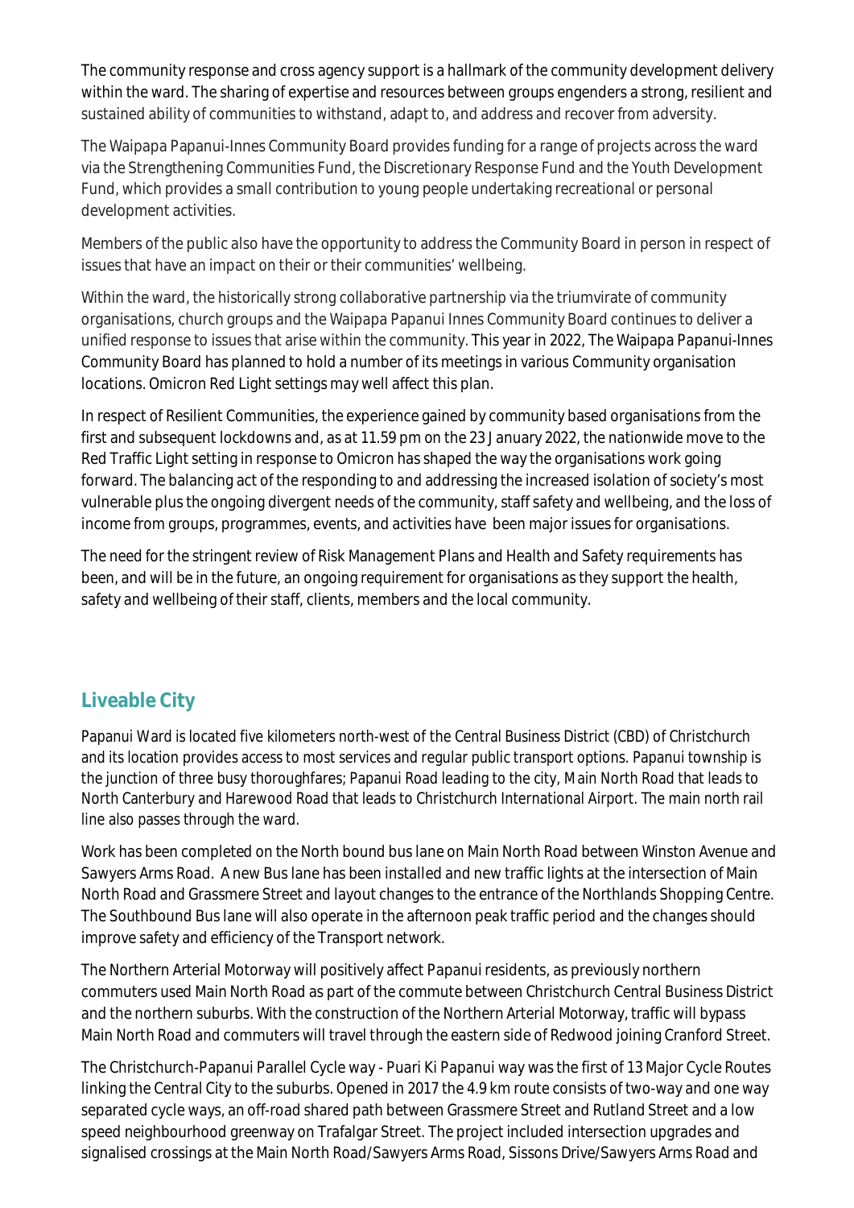The community response and cross agency support is a hallmark of the community development delivery within the ward. The sharing of expertise and resources between groups engenders a strong, resilient and sustained ability of communities to withstand, adapt to, and address and recover from adversity.

The Waipapa Papanui-Innes Community Board provides funding for a range of projects across the ward via the Strengthening Communities Fund, the Discretionary Response Fund and the Youth Development Fund, which provides a small contribution to young people undertaking recreational or personal development activities.

Members of the public also have the opportunity to address the Community Board in person in respect of issues that have an impact on their or their communities' wellbeing.

Within the ward, the historically strong collaborative partnership via the triumvirate of community organisations, church groups and the Waipapa Papanui Innes Community Board continues to deliver a unified response to issues that arise within the community. This year in 2022, The Waipapa Papanui-Innes Community Board has planned to hold a number of its meetings in various Community organisation locations. Omicron Red Light settings may well affect this plan.

In respect of Resilient Communities, the experience gained by community based organisations from the first and subsequent lockdowns and, as at 11.59 pm on the 23 January 2022, the nationwide move to the Red Traffic Light setting in response to Omicron has shaped the way the organisations work going forward. The balancing act of the responding to and addressing the increased isolation of society's most vulnerable plus the ongoing divergent needs of the community, staff safety and wellbeing, and the loss of income from groups, programmes, events, and activities have been major issues for organisations.

The need for the stringent review of Risk Management Plans and Health and Safety requirements has been, and will be in the future, an ongoing requirement for organisations as they support the health, safety and wellbeing of their staff, clients, members and the local community.

## Liveable City

Papanui Ward is located five kilometers north-west of the Central Business District (CBD) of Christchurch and its location provides access to most services and regular public transport options. Papanui township is the junction of three busy thoroughfares; Papanui Road leading to the city, Main North Road that leads to North Canterbury and Harewood Road that leads to Christchurch International Airport. The main north rail line also passes through the ward.

Work has been completed on the North bound bus lane on Main North Road between Winston Avenue and Sawyers Arms Road. A new Bus lane has been installed and new traffic lights at the intersection of Main North Road and Grassmere Street and layout changes to the entrance of the Northlands Shopping Centre. The Southbound Bus lane will also operate in the afternoon peak traffic period and the changes should improve safety and efficiency of the Transport network.

The Northern Arterial Motorway will positively affect Papanui residents, as previously northern commuters used Main North Road as part of the commute between Christchurch Central Business District and the northern suburbs. With the construction of the Northern Arterial Motorway, traffic will bypass Main North Road and commuters will travel through the eastern side of Redwood joining Cranford Street.

The Christchurch-Papanui Parallel Cycle way - Puari Ki Papanui way was the first of 13 Major Cycle Routes linking the Central City to the suburbs. Opened in 2017 the 4.9 km route consists of two-way and one way separated cycle ways, an off-road shared path between Grassmere Street and Rutland Street and a low speed neighbourhood greenway on Trafalgar Street. The project included intersection upgrades and signalised crossings at the Main North Road/Sawyers Arms Road, Sissons Drive/Sawyers Arms Road and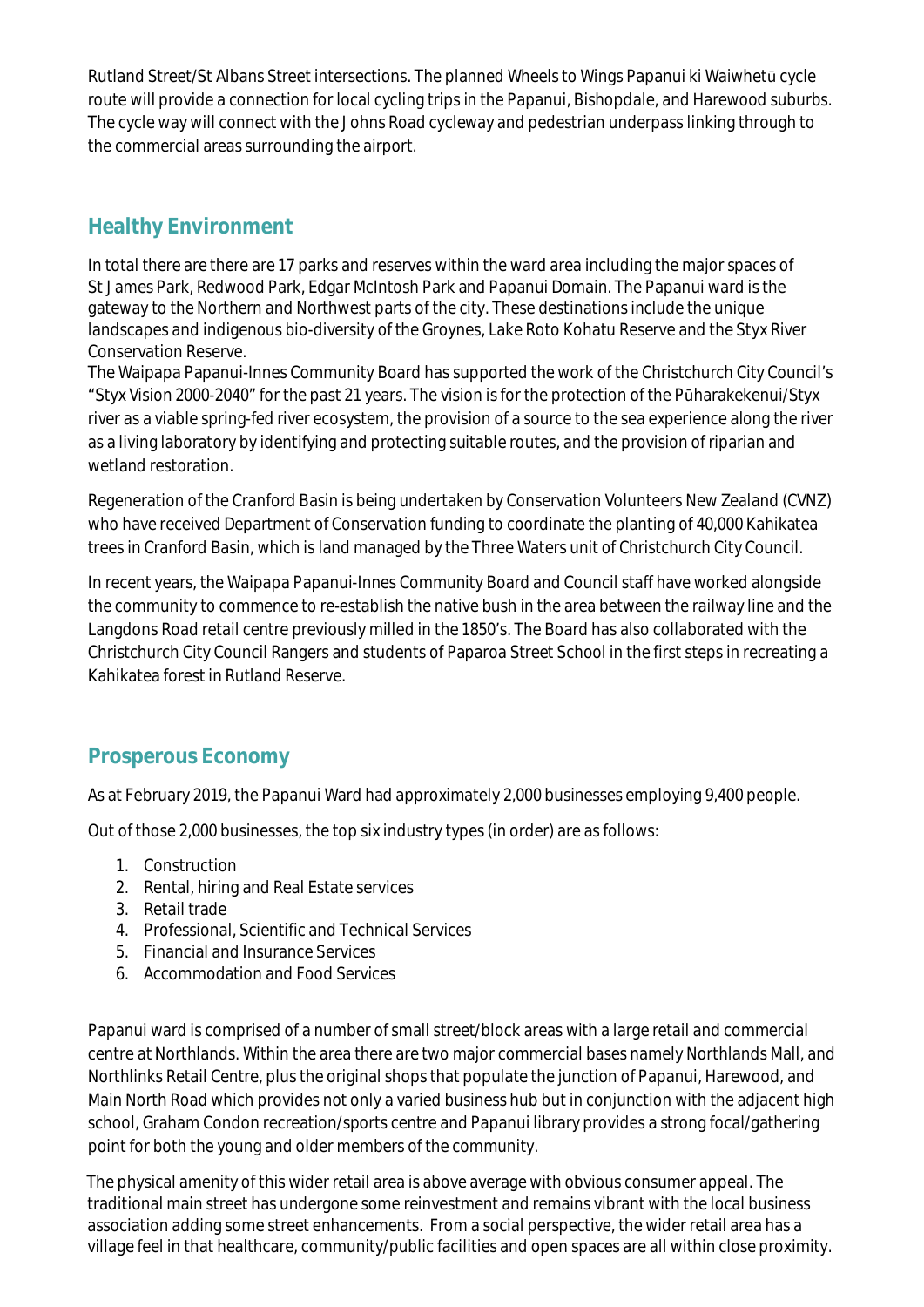Rutland Street/St Albans Street intersections. The planned Wheels to Wings Papanui ki Waiwhetū cycle route will provide a connection for local cycling trips in the Papanui, Bishopdale, and Harewood suburbs. The cycle way will connect with the Johns Road cycleway and pedestrian underpass linking through to the commercial areas surrounding the airport.

## Healthy Environment

In total there are there are 17 parks and reserves within the ward area including the major spaces of St James Park, Redwood Park, Edgar McIntosh Park and Papanui Domain. The Papanui ward is the gateway to the Northern and Northwest parts of the city. These destinations include the unique landscapes and indigenous bio-diversity of the Groynes, Lake Roto Kohatu Reserve and the Styx River Conservation Reserve.

The Waipapa Papanui-Innes Community Board has supported the work of the Christchurch City Council's "Styx Vision 2000-2040" for the past 21 years. The vision is for the protection of the Pūharakekenui/Styx river as a viable spring-fed river ecosystem, the provision of a source to the sea experience along the river as a living laboratory by identifying and protecting suitable routes, and the provision of riparian and wetland restoration.

Regeneration of the Cranford Basin is being undertaken by Conservation Volunteers New Zealand (CVNZ) who have received Department of Conservation funding to coordinate the planting of 40,000 Kahikatea trees in Cranford Basin, which is land managed by the Three Waters unit of Christchurch City Council.

In recent years, the Waipapa Papanui-Innes Community Board and Council staff have worked alongside the community to commence to re-establish the native bush in the area between the railway line and the Langdons Road retail centre previously milled in the 1850's. The Board has also collaborated with the Christchurch City Council Rangers and students of Paparoa Street School in the first steps in recreating a Kahikatea forest in Rutland Reserve.

## Prosperous Economy

As at February 2019, the Papanui Ward had approximately 2,000 businesses employing 9,400 people.

Out of those 2,000 businesses, the top six industry types (in order) are as follows:

1. Construction
2. Rental, hiring and Real Estate services
3. Retail trade
4. Professional, Scientific and Technical Services
5. Financial and Insurance Services
6. Accommodation and Food Services

Papanui ward is comprised of a number of small street/block areas with a large retail and commercial centre at Northlands. Within the area there are two major commercial bases namely Northlands Mall, and Northlinks Retail Centre, plus the original shops that populate the junction of Papanui, Harewood, and Main North Road which provides not only a varied business hub but in conjunction with the adjacent high school, Graham Condon recreation/sports centre and Papanui library provides a strong focal/gathering point for both the young and older members of the community.

The physical amenity of this wider retail area is above average with obvious consumer appeal. The traditional main street has undergone some reinvestment and remains vibrant with the local business association adding some street enhancements. From a social perspective, the wider retail area has a village feel in that healthcare, community/public facilities and open spaces are all within close proximity.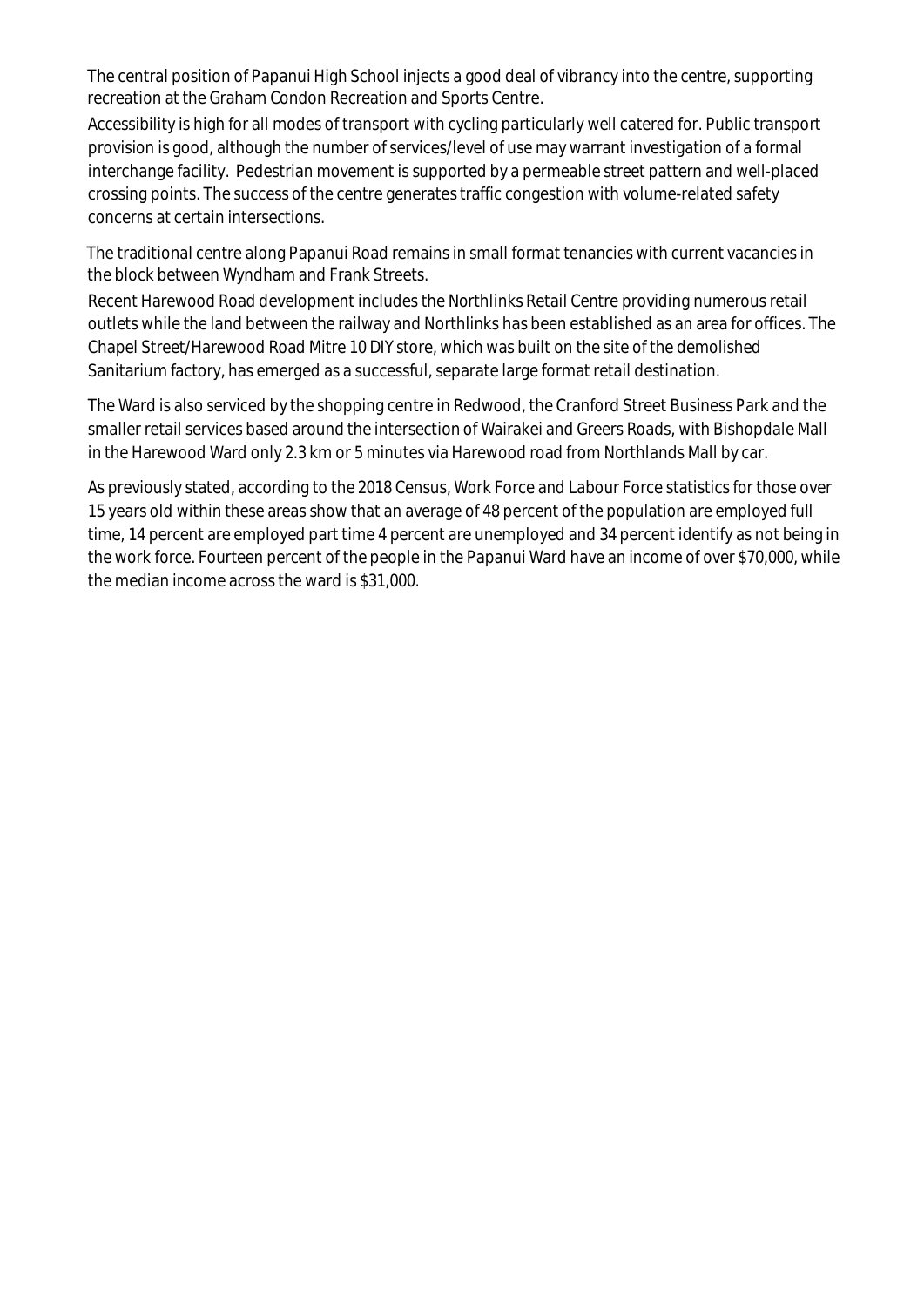The central position of Papanui High School injects a good deal of vibrancy into the centre, supporting recreation at the Graham Condon Recreation and Sports Centre.

Accessibility is high for all modes of transport with cycling particularly well catered for. Public transport provision is good, although the number of services/level of use may warrant investigation of a formal interchange facility. Pedestrian movement is supported by a permeable street pattern and well-placed crossing points. The success of the centre generates traffic congestion with volume-related safety concerns at certain intersections.

The traditional centre along Papanui Road remains in small format tenancies with current vacancies in the block between Wyndham and Frank Streets.

Recent Harewood Road development includes the Northlinks Retail Centre providing numerous retail outlets while the land between the railway and Northlinks has been established as an area for offices. The Chapel Street/Harewood Road Mitre 10 DIY store, which was built on the site of the demolished Sanitarium factory, has emerged as a successful, separate large format retail destination.

The Ward is also serviced by the shopping centre in Redwood, the Cranford Street Business Park and the smaller retail services based around the intersection of Wairakei and Greers Roads, with Bishopdale Mall in the Harewood Ward only 2.3 km or 5 minutes via Harewood road from Northlands Mall by car.

As previously stated, according to the 2018 Census, Work Force and Labour Force statistics for those over 15 years old within these areas show that an average of 48 percent of the population are employed full time, 14 percent are employed part time 4 percent are unemployed and 34 percent identify as not being in the work force. Fourteen percent of the people in the Papanui Ward have an income of over $70,000, while the median income across the ward is $31,000.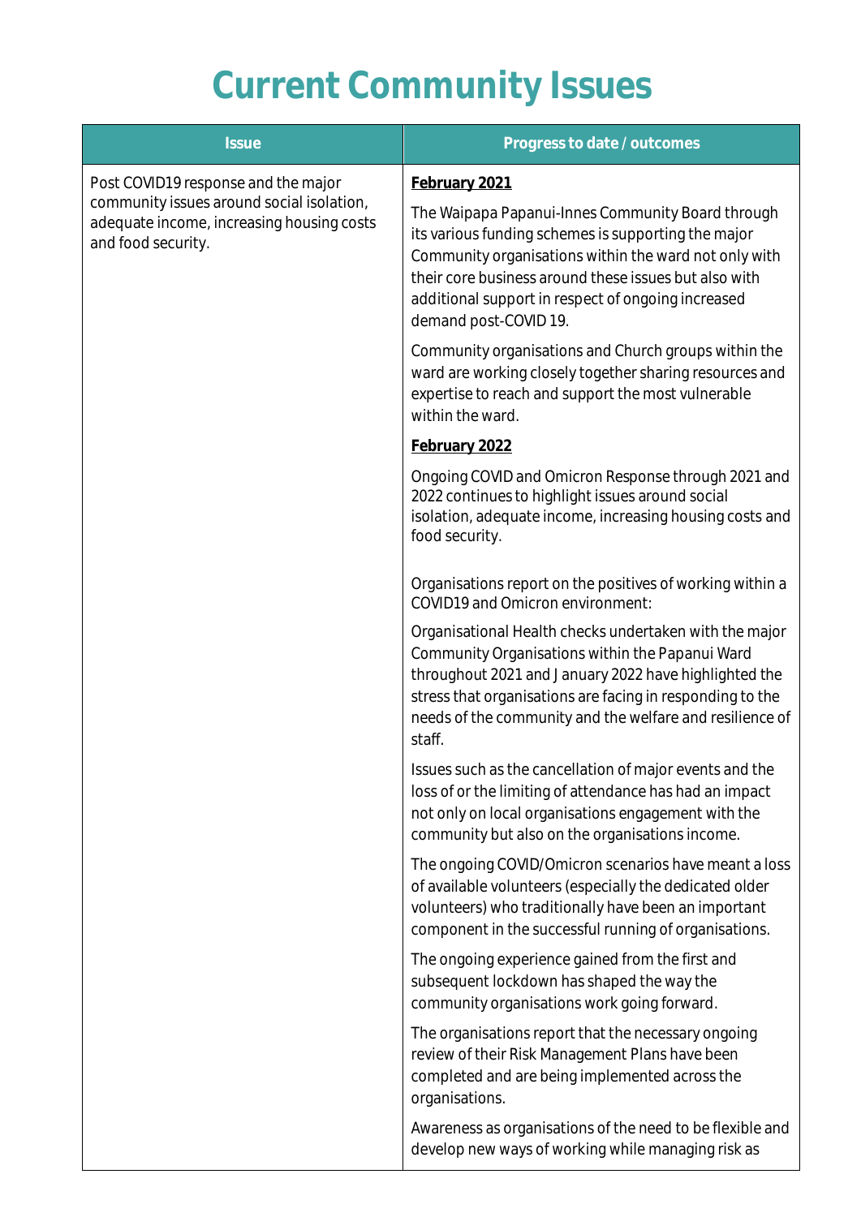# Current Community Issues

| Issue | Progress to date / outcomes |
|---|---|
| Post COVID19 response and the major community issues around social isolation, adequate income, increasing housing costs and food security. | **February 2021**<br><br>The Waipapa Papanui-Innes Community Board through its various funding schemes is supporting the major Community organisations within the ward not only with their core business around these issues but also with additional support in respect of ongoing increased demand post-COVID 19.<br><br>Community organisations and Church groups within the ward are working closely together sharing resources and expertise to reach and support the most vulnerable within the ward.<br><br>**February 2022**<br><br>Ongoing COVID and Omicron Response through 2021 and 2022 continues to highlight issues around social isolation, adequate income, increasing housing costs and food security.<br><br>Organisations report on the positives of working within a COVID19 and Omicron environment:<br><br>Organisational Health checks undertaken with the major Community Organisations within the Papanui Ward throughout 2021 and January 2022 have highlighted the stress that organisations are facing in responding to the needs of the community and the welfare and resilience of staff.<br><br>Issues such as the cancellation of major events and the loss of or the limiting of attendance has had an impact not only on local organisations engagement with the community but also on the organisations income.<br><br>The ongoing COVID/Omicron scenarios have meant a loss of available volunteers (especially the dedicated older volunteers) who traditionally have been an important component in the successful running of organisations.<br><br>The ongoing experience gained from the first and subsequent lockdown has shaped the way the community organisations work going forward.<br><br>The organisations report that the necessary ongoing review of their Risk Management Plans have been completed and are being implemented across the organisations.<br><br>Awareness as organisations of the need to be flexible and develop new ways of working while managing risk as |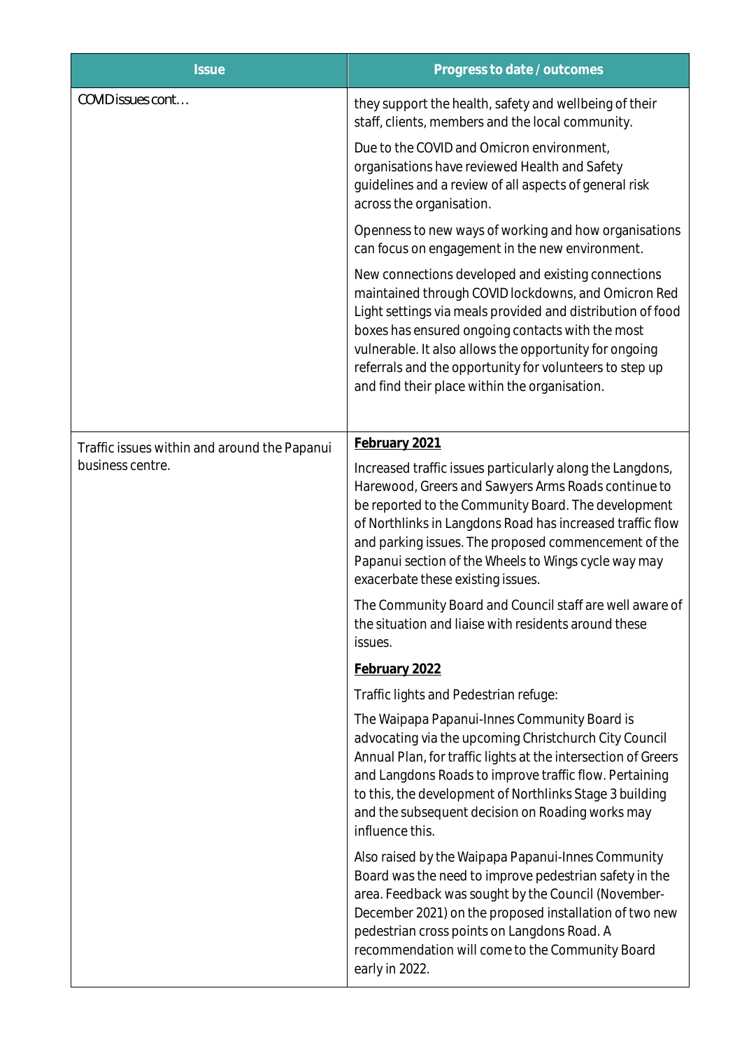| Issue | Progress to date / outcomes |
| --- | --- |
| COVID issues cont… | they support the health, safety and wellbeing of their staff, clients, members and the local community.<br><br>Due to the COVID and Omicron environment, organisations have reviewed Health and Safety guidelines and a review of all aspects of general risk across the organisation.<br><br>Openness to new ways of working and how organisations can focus on engagement in the new environment.<br><br>New connections developed and existing connections maintained through COVID lockdowns, and Omicron Red Light settings via meals provided and distribution of food boxes has ensured ongoing contacts with the most vulnerable. It also allows the opportunity for ongoing referrals and the opportunity for volunteers to step up and find their place within the organisation. |
| Traffic issues within and around the Papanui business centre. | **February 2021**<br><br>Increased traffic issues particularly along the Langdons, Harewood, Greers and Sawyers Arms Roads continue to be reported to the Community Board. The development of Northlinks in Langdons Road has increased traffic flow and parking issues. The proposed commencement of the Papanui section of the Wheels to Wings cycle way may exacerbate these existing issues.<br><br>The Community Board and Council staff are well aware of the situation and liaise with residents around these issues.<br><br>**February 2022**<br><br>Traffic lights and Pedestrian refuge:<br><br>The Waipapa Papanui-Innes Community Board is advocating via the upcoming Christchurch City Council Annual Plan, for traffic lights at the intersection of Greers and Langdons Roads to improve traffic flow. Pertaining to this, the development of Northlinks Stage 3 building and the subsequent decision on Roading works may influence this.<br><br>Also raised by the Waipapa Papanui-Innes Community Board was the need to improve pedestrian safety in the area. Feedback was sought by the Council (November-December 2021) on the proposed installation of two new pedestrian cross points on Langdons Road. A recommendation will come to the Community Board early in 2022. |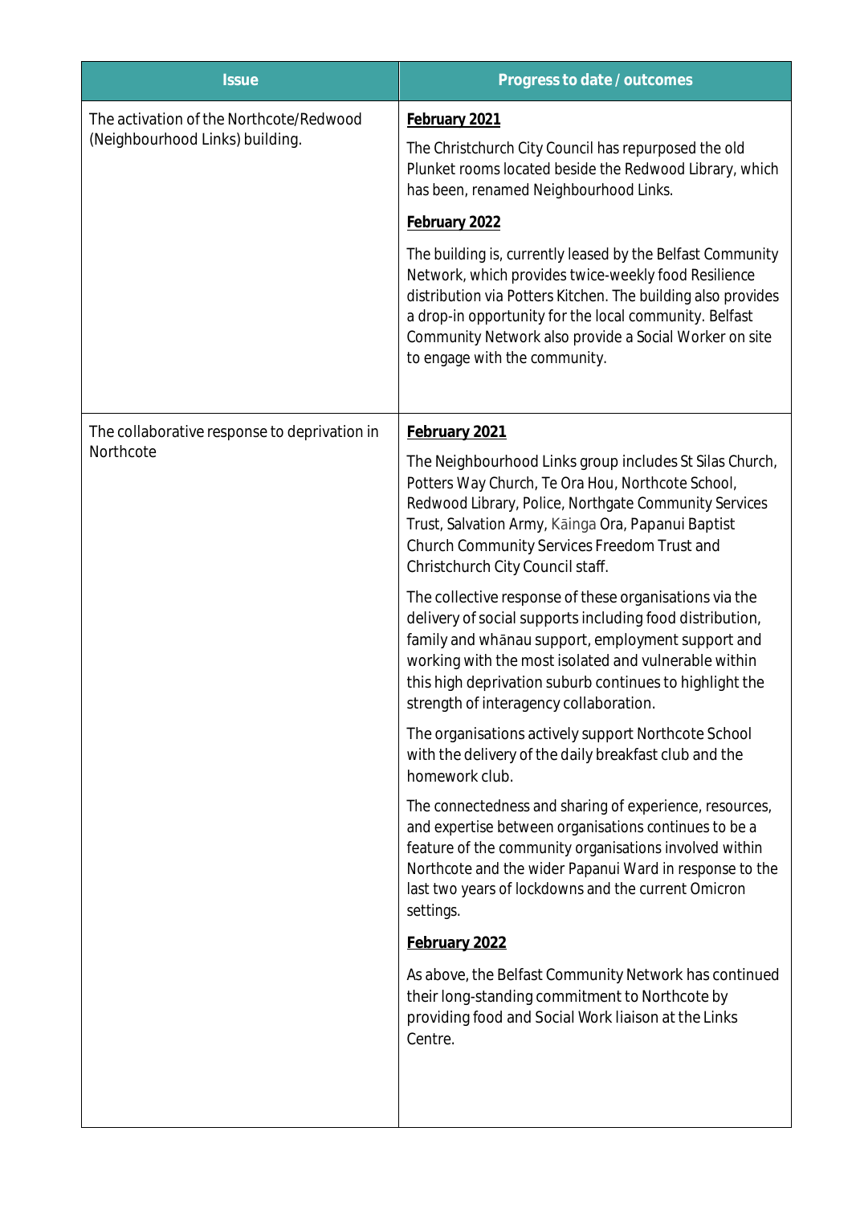| Issue | Progress to date / outcomes |
|---|---|
| The activation of the Northcote/Redwood (Neighbourhood Links) building. | **February 2021**<br><br>The Christchurch City Council has repurposed the old Plunket rooms located beside the Redwood Library, which has been, renamed Neighbourhood Links.<br><br>**February 2022**<br><br>The building is, currently leased by the Belfast Community Network, which provides twice-weekly food Resilience distribution via Potters Kitchen. The building also provides a drop-in opportunity for the local community. Belfast Community Network also provide a Social Worker on site to engage with the community. |
| The collaborative response to deprivation in Northcote | **February 2021**<br><br>The Neighbourhood Links group includes St Silas Church, Potters Way Church, Te Ora Hou, Northcote School, Redwood Library, Police, Northgate Community Services Trust, Salvation Army, Kāinga Ora, Papanui Baptist Church Community Services Freedom Trust and Christchurch City Council staff.<br><br>The collective response of these organisations via the delivery of social supports including food distribution, family and whānau support, employment support and working with the most isolated and vulnerable within this high deprivation suburb continues to highlight the strength of interagency collaboration.<br><br>The organisations actively support Northcote School with the delivery of the daily breakfast club and the homework club.<br><br>The connectedness and sharing of experience, resources, and expertise between organisations continues to be a feature of the community organisations involved within Northcote and the wider Papanui Ward in response to the last two years of lockdowns and the current Omicron settings.<br><br>**February 2022**<br><br>As above, the Belfast Community Network has continued their long-standing commitment to Northcote by providing food and Social Work liaison at the Links Centre. |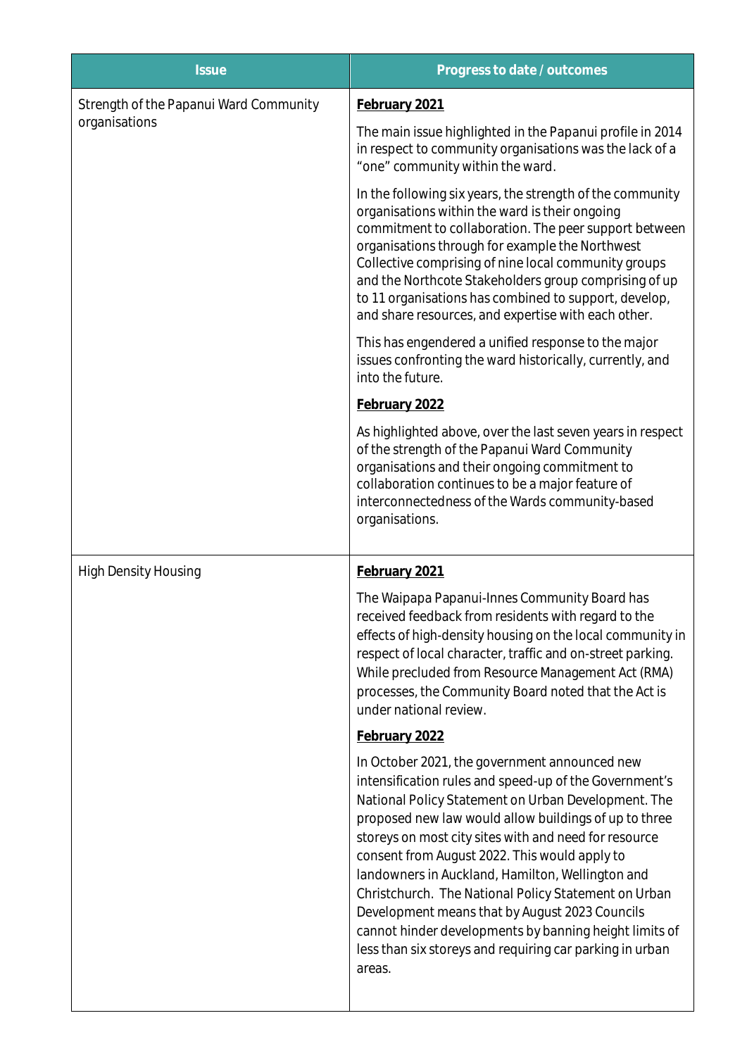| Issue | Progress to date / outcomes |
| --- | --- |
| Strength of the Papanui Ward Community organisations | **February 2021**<br><br>The main issue highlighted in the Papanui profile in 2014 in respect to community organisations was the lack of a "one" community within the ward.<br><br>In the following six years, the strength of the community organisations within the ward is their ongoing commitment to collaboration. The peer support between organisations through for example the Northwest Collective comprising of nine local community groups and the Northcote Stakeholders group comprising of up to 11 organisations has combined to support, develop, and share resources, and expertise with each other.<br><br>This has engendered a unified response to the major issues confronting the ward historically, currently, and into the future.<br><br>**February 2022**<br><br>As highlighted above, over the last seven years in respect of the strength of the Papanui Ward Community organisations and their ongoing commitment to collaboration continues to be a major feature of interconnectedness of the Wards community-based organisations. |
| High Density Housing | **February 2021**<br><br>The Waipapa Papanui-Innes Community Board has received feedback from residents with regard to the effects of high-density housing on the local community in respect of local character, traffic and on-street parking. While precluded from Resource Management Act (RMA) processes, the Community Board noted that the Act is under national review.<br><br>**February 2022**<br><br>In October 2021, the government announced new intensification rules and speed-up of the Government's National Policy Statement on Urban Development. The proposed new law would allow buildings of up to three storeys on most city sites with and need for resource consent from August 2022. This would apply to landowners in Auckland, Hamilton, Wellington and Christchurch. The National Policy Statement on Urban Development means that by August 2023 Councils cannot hinder developments by banning height limits of less than six storeys and requiring car parking in urban areas. |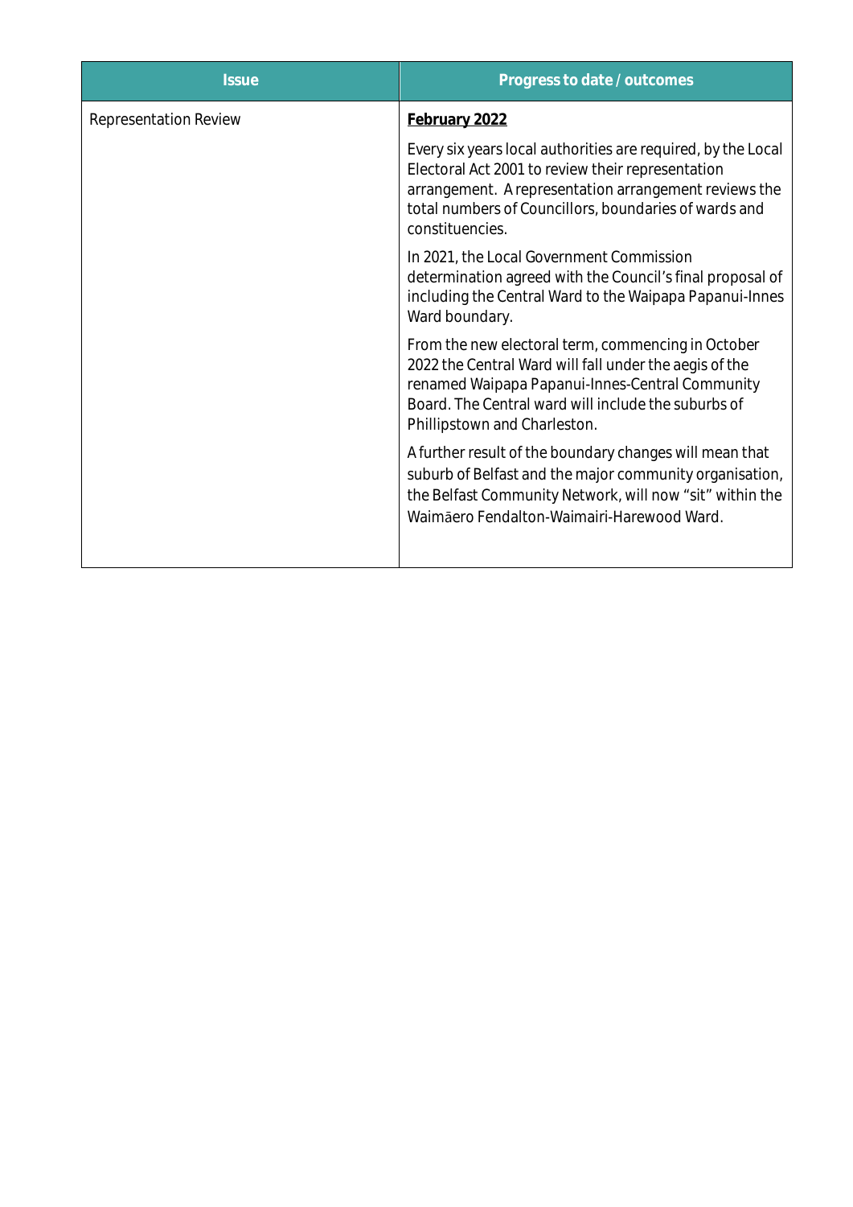| Issue | Progress to date / outcomes |
| --- | --- |
| Representation Review | **February 2022**<br><br>Every six years local authorities are required, by the Local Electoral Act 2001 to review their representation arrangement. A representation arrangement reviews the total numbers of Councillors, boundaries of wards and constituencies.<br><br>In 2021, the Local Government Commission determination agreed with the Council's final proposal of including the Central Ward to the Waipapa Papanui-Innes Ward boundary.<br><br>From the new electoral term, commencing in October 2022 the Central Ward will fall under the aegis of the renamed Waipapa Papanui-Innes-Central Community Board. The Central ward will include the suburbs of Phillipstown and Charleston.<br><br>A further result of the boundary changes will mean that suburb of Belfast and the major community organisation, the Belfast Community Network, will now "sit" within the Waimāero Fendalton-Waimairi-Harewood Ward. |